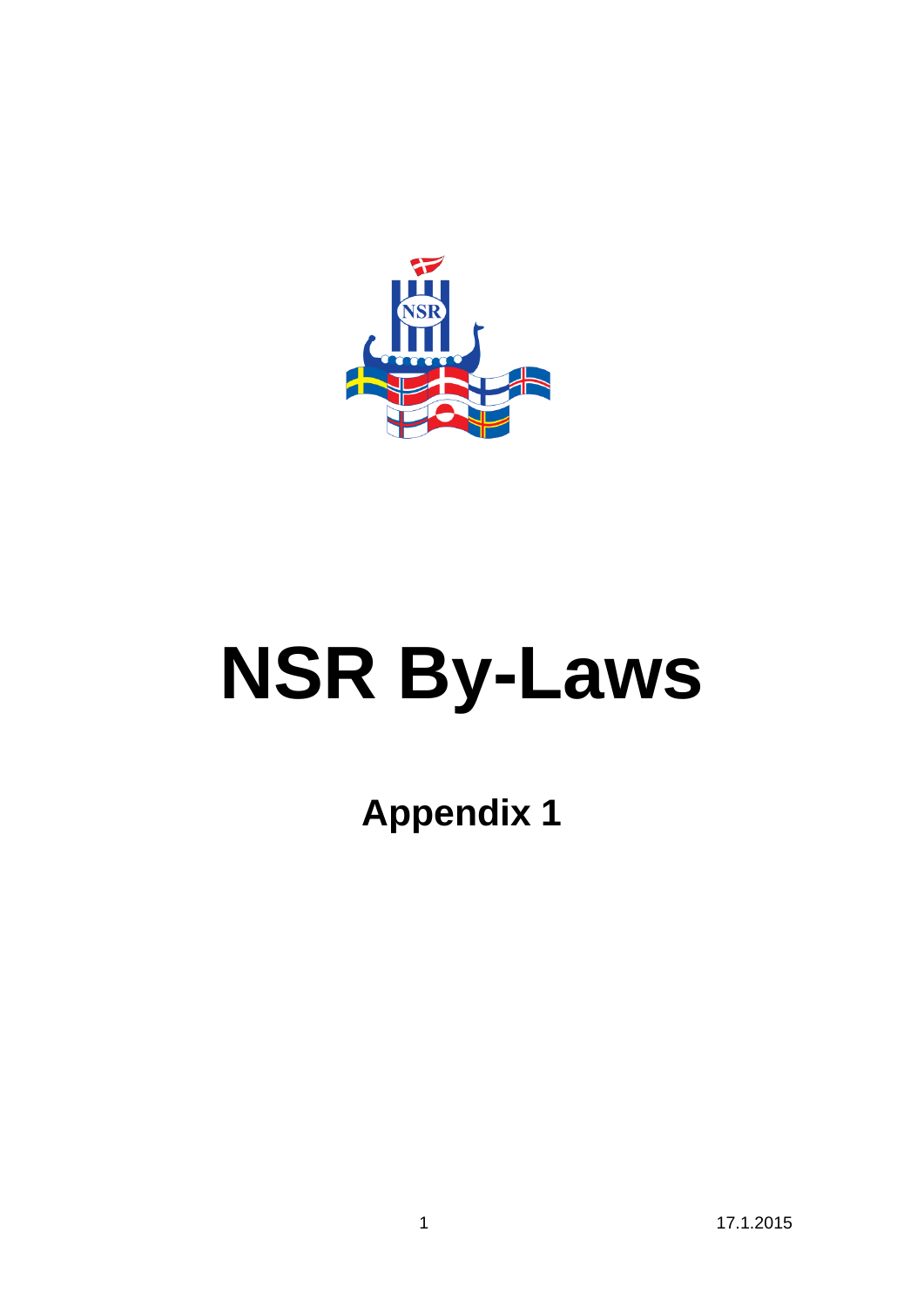# NSR By-Laws

## Appendix 1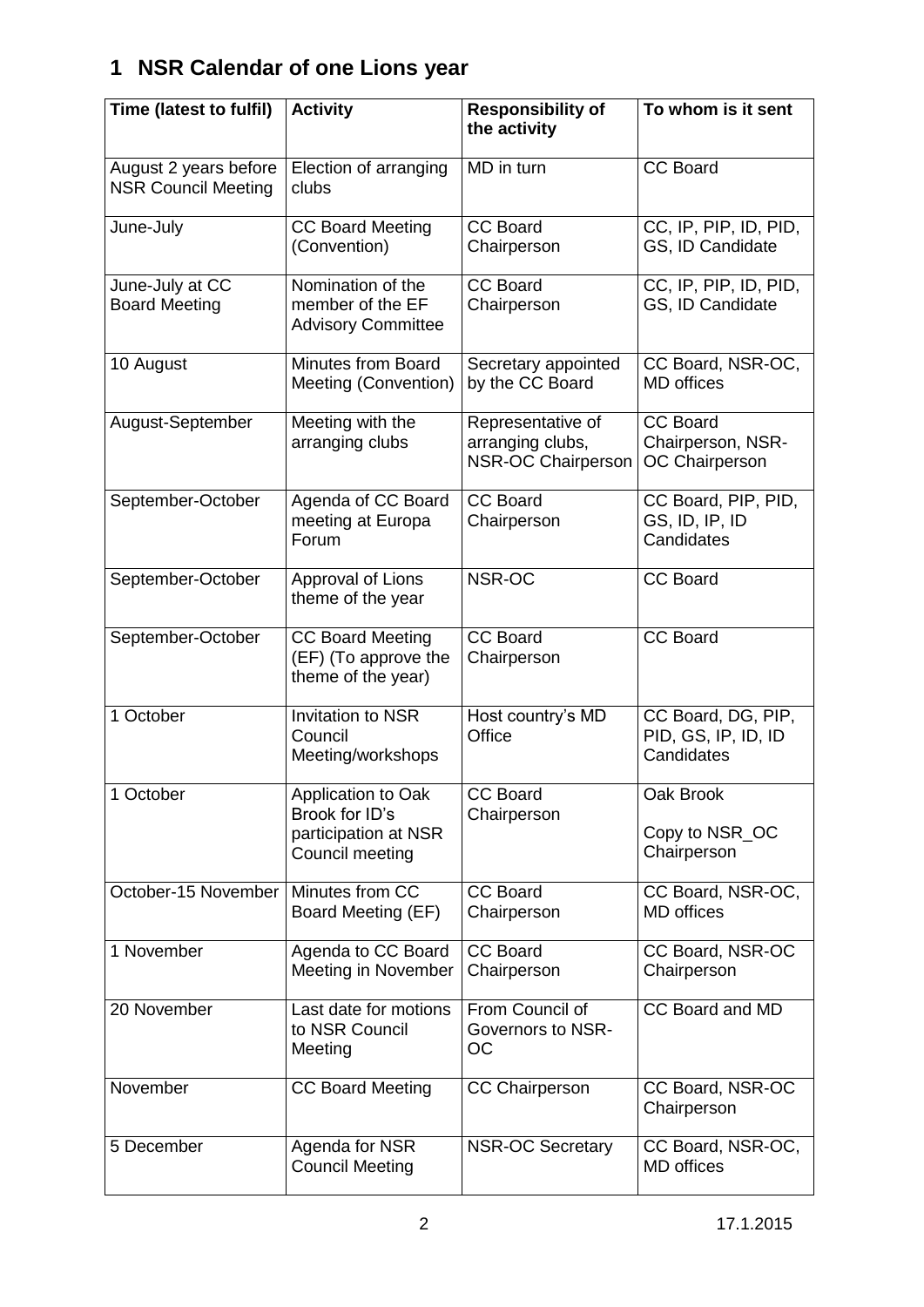# 1 NSR Calendar of one Lions year

| Time (latest to fulfil) | Activity | Responsibility of the activity | To whom is it sent |
|---|---|---|---|
| August 2 years before NSR Council Meeting | Election of arranging clubs | MD in turn | CC Board |
| June-July | CC Board Meeting (Convention) | CC Board Chairperson | CC, IP, PIP, ID, PID, GS, ID Candidate |
| June-July at CC Board Meeting | Nomination of the member of the EF Advisory Committee | CC Board Chairperson | CC, IP, PIP, ID, PID, GS, ID Candidate |
| 10 August | Minutes from Board Meeting (Convention) | Secretary appointed by the CC Board | CC Board, NSR-OC, MD offices |
| August-September | Meeting with the arranging clubs | Representative of arranging clubs, NSR-OC Chairperson | CC Board Chairperson, NSR-OC Chairperson |
| September-October | Agenda of CC Board meeting at Europa Forum | CC Board Chairperson | CC Board, PIP, PID, GS, ID, IP, ID Candidates |
| September-October | Approval of Lions theme of the year | NSR-OC | CC Board |
| September-October | CC Board Meeting (EF) (To approve the theme of the year) | CC Board Chairperson | CC Board |
| 1 October | Invitation to NSR Council Meeting/workshops | Host country's MD Office | CC Board, DG, PIP, PID, GS, IP, ID, ID Candidates |
| 1 October | Application to Oak Brook for ID's participation at NSR Council meeting | CC Board Chairperson | Oak Brook<br><br>Copy to NSR_OC Chairperson |
| October-15 November | Minutes from CC Board Meeting (EF) | CC Board Chairperson | CC Board, NSR-OC, MD offices |
| 1 November | Agenda to CC Board Meeting in November | CC Board Chairperson | CC Board, NSR-OC Chairperson |
| 20 November | Last date for motions to NSR Council Meeting | From Council of Governors to NSR-OC | CC Board and MD |
| November | CC Board Meeting | CC Chairperson | CC Board, NSR-OC Chairperson |
| 5 December | Agenda for NSR Council Meeting | NSR-OC Secretary | CC Board, NSR-OC, MD offices |

17.1.2015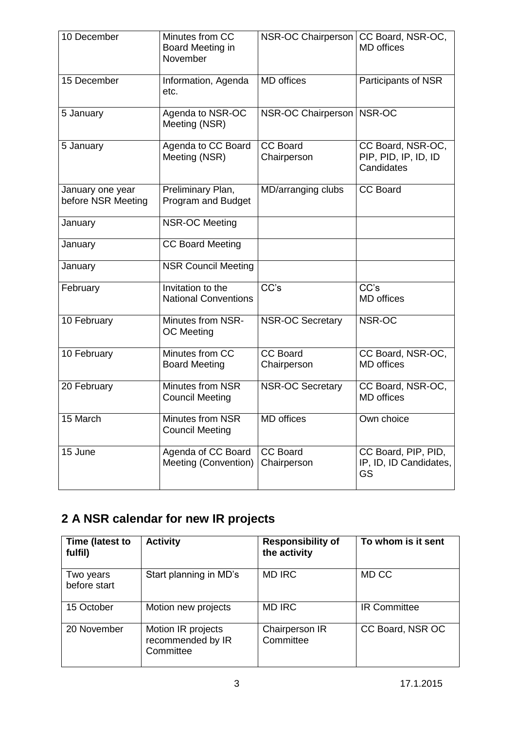| | | | |
|---|---|---|---|
| 10 December | Minutes from CC Board Meeting in November | NSR-OC Chairperson | CC Board, NSR-OC, MD offices |
| 15 December | Information, Agenda etc. | MD offices | Participants of NSR |
| 5 January | Agenda to NSR-OC Meeting (NSR) | NSR-OC Chairperson | NSR-OC |
| 5 January | Agenda to CC Board Meeting (NSR) | CC Board Chairperson | CC Board, NSR-OC, PIP, PID, IP, ID, ID Candidates |
| January one year before NSR Meeting | Preliminary Plan, Program and Budget | MD/arranging clubs | CC Board |
| January | NSR-OC Meeting | | |
| January | CC Board Meeting | | |
| January | NSR Council Meeting | | |
| February | Invitation to the National Conventions | CC's | CC's<br>MD offices |
| 10 February | Minutes from NSR-OC Meeting | NSR-OC Secretary | NSR-OC |
| 10 February | Minutes from CC Board Meeting | CC Board Chairperson | CC Board, NSR-OC, MD offices |
| 20 February | Minutes from NSR Council Meeting | NSR-OC Secretary | CC Board, NSR-OC, MD offices |
| 15 March | Minutes from NSR Council Meeting | MD offices | Own choice |
| 15 June | Agenda of CC Board Meeting (Convention) | CC Board Chairperson | CC Board, PIP, PID, IP, ID, ID Candidates, GS |

## 2 A NSR calendar for new IR projects

| Time (latest to fulfil) | Activity | Responsibility of the activity | To whom is it sent |
|---|---|---|---|
| Two years before start | Start planning in MD's | MD IRC | MD CC |
| 15 October | Motion new projects | MD IRC | IR Committee |
| 20 November | Motion IR projects recommended by IR Committee | Chairperson IR Committee | CC Board, NSR OC |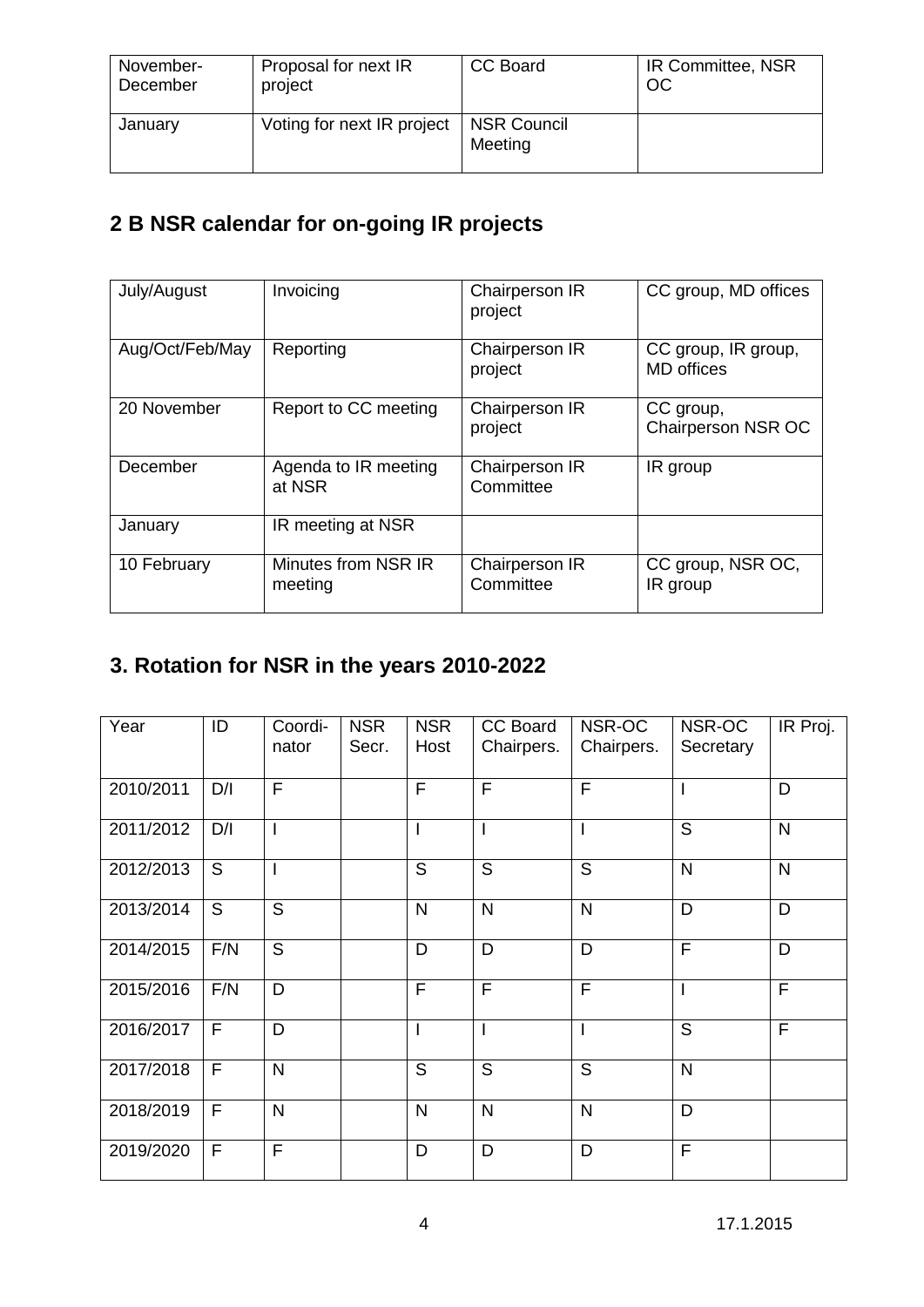| November-December | Proposal for next IR project | CC Board | IR Committee, NSR OC |
| --- | --- | --- | --- |
| January | Voting for next IR project | NSR Council Meeting | |

## 2 B NSR calendar for on-going IR projects

| July/August | Invoicing | Chairperson IR project | CC group, MD offices |
| --- | --- | --- | --- |
| Aug/Oct/Feb/May | Reporting | Chairperson IR project | CC group, IR group, MD offices |
| 20 November | Report to CC meeting | Chairperson IR project | CC group, Chairperson NSR OC |
| December | Agenda to IR meeting at NSR | Chairperson IR Committee | IR group |
| January | IR meeting at NSR | | |
| 10 February | Minutes from NSR IR meeting | Chairperson IR Committee | CC group, NSR OC, IR group |

## 3. Rotation for NSR in the years 2010-2022

| Year | ID | Coordi-nator | NSR Secr. | NSR Host | CC Board Chairpers. | NSR-OC Chairpers. | NSR-OC Secretary | IR Proj. |
| --- | --- | --- | --- | --- | --- | --- | --- | --- |
| 2010/2011 | D/I | F | | F | F | F | I | D |
| 2011/2012 | D/I | I | | I | I | I | S | N |
| 2012/2013 | S | I | | S | S | S | N | N |
| 2013/2014 | S | S | | N | N | N | D | D |
| 2014/2015 | F/N | S | | D | D | D | F | D |
| 2015/2016 | F/N | D | | F | F | F | I | F |
| 2016/2017 | F | D | | I | I | I | S | F |
| 2017/2018 | F | N | | S | S | S | N | |
| 2018/2019 | F | N | | N | N | N | D | |
| 2019/2020 | F | F | | D | D | D | F | |

17.1.2015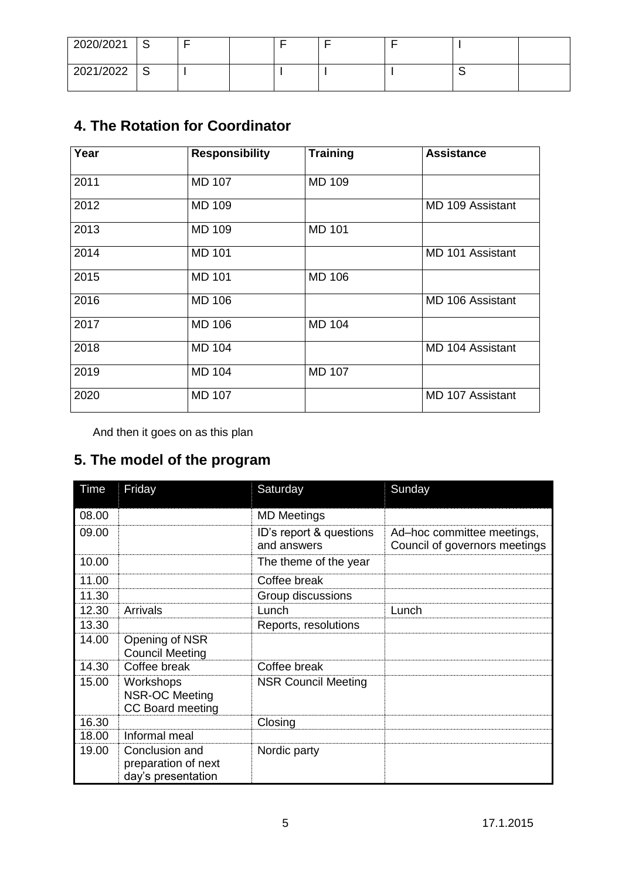| 2020/2021 | S | F | | F | F | F | I | |
|---|---|---|---|---|---|---|---|---|
| 2021/2022 | S | I | | I | I | I | S | |

## 4. The Rotation for Coordinator

| Year | Responsibility | Training | Assistance |
|---|---|---|---|
| 2011 | MD 107 | MD 109 | |
| 2012 | MD 109 | | MD 109 Assistant |
| 2013 | MD 109 | MD 101 | |
| 2014 | MD 101 | | MD 101 Assistant |
| 2015 | MD 101 | MD 106 | |
| 2016 | MD 106 | | MD 106 Assistant |
| 2017 | MD 106 | MD 104 | |
| 2018 | MD 104 | | MD 104 Assistant |
| 2019 | MD 104 | MD 107 | |
| 2020 | MD 107 | | MD 107 Assistant |

And then it goes on as this plan

## 5. The model of the program

| Time | Friday | Saturday | Sunday |
|---|---|---|---|
| 08.00 | | MD Meetings | |
| 09.00 | | ID's report & questions and answers | Ad–hoc committee meetings, Council of governors meetings |
| 10.00 | | The theme of the year | |
| 11.00 | | Coffee break | |
| 11.30 | | Group discussions | |
| 12.30 | Arrivals | Lunch | Lunch |
| 13.30 | | Reports, resolutions | |
| 14.00 | Opening of NSR Council Meeting | | |
| 14.30 | Coffee break | Coffee break | |
| 15.00 | Workshops NSR-OC Meeting CC Board meeting | NSR Council Meeting | |
| 16.30 | | Closing | |
| 18.00 | Informal meal | | |
| 19.00 | Conclusion and preparation of next day's presentation | Nordic party | |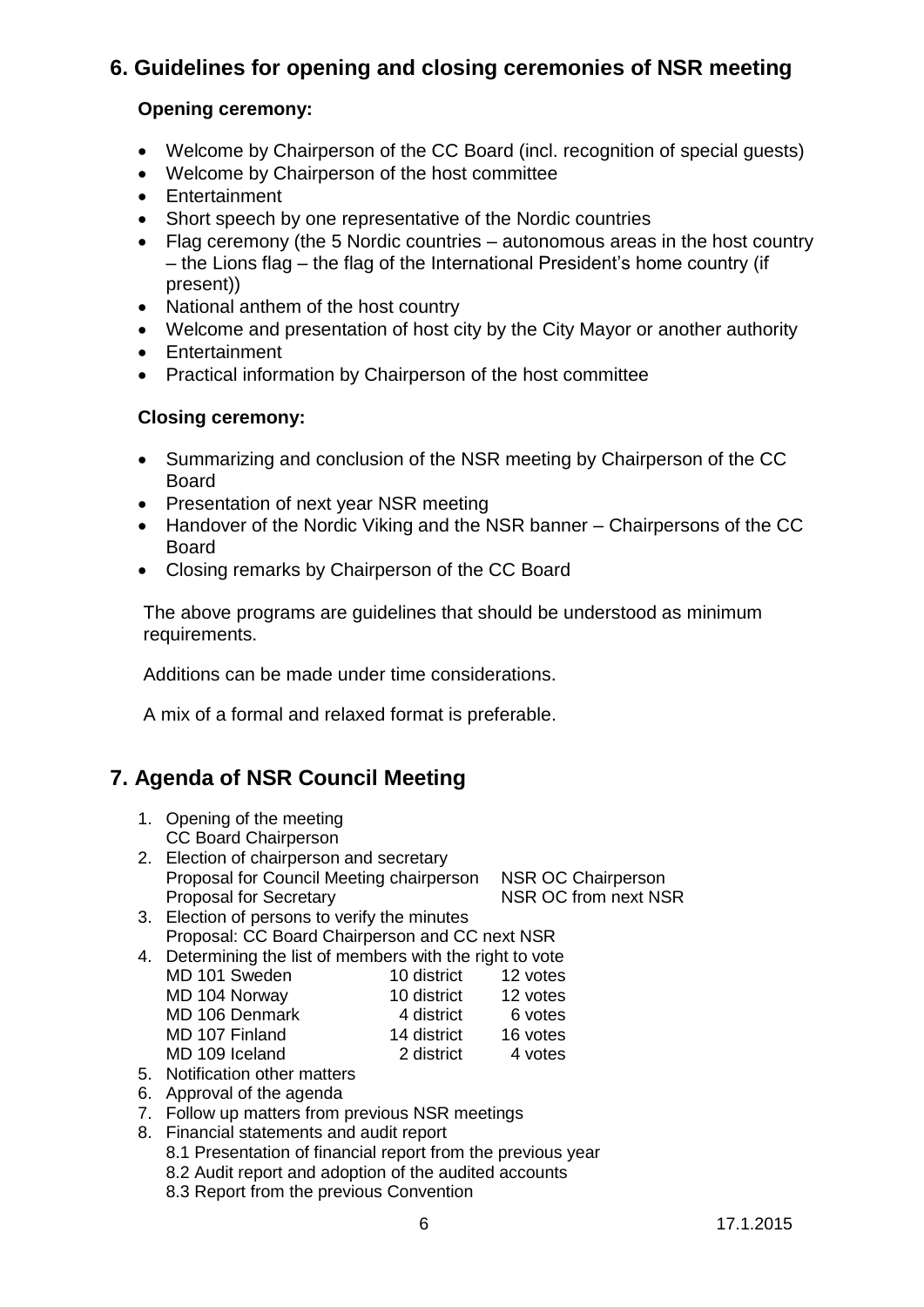## 6. Guidelines for opening and closing ceremonies of NSR meeting

**Opening ceremony:**

- Welcome by Chairperson of the CC Board (incl. recognition of special guests)
- Welcome by Chairperson of the host committee
- Entertainment
- Short speech by one representative of the Nordic countries
- Flag ceremony (the 5 Nordic countries – autonomous areas in the host country – the Lions flag – the flag of the International President's home country (if present))
- National anthem of the host country
- Welcome and presentation of host city by the City Mayor or another authority
- Entertainment
- Practical information by Chairperson of the host committee

**Closing ceremony:**

- Summarizing and conclusion of the NSR meeting by Chairperson of the CC Board
- Presentation of next year NSR meeting
- Handover of the Nordic Viking and the NSR banner – Chairpersons of the CC Board
- Closing remarks by Chairperson of the CC Board

The above programs are guidelines that should be understood as minimum requirements.

Additions can be made under time considerations.

A mix of a formal and relaxed format is preferable.

## 7. Agenda of NSR Council Meeting

1. Opening of the meeting
   CC Board Chairperson
2. Election of chairperson and secretary
   Proposal for Council Meeting chairperson — NSR OC Chairperson
   Proposal for Secretary — NSR OC from next NSR
3. Election of persons to verify the minutes
   Proposal: CC Board Chairperson and CC next NSR
4. Determining the list of members with the right to vote

   | | | |
   |---|---|---|
   | MD 101 Sweden | 10 district | 12 votes |
   | MD 104 Norway | 10 district | 12 votes |
   | MD 106 Denmark | 4 district | 6 votes |
   | MD 107 Finland | 14 district | 16 votes |
   | MD 109 Iceland | 2 district | 4 votes |

5. Notification other matters
6. Approval of the agenda
7. Follow up matters from previous NSR meetings
8. Financial statements and audit report
   8.1 Presentation of financial report from the previous year
   8.2 Audit report and adoption of the audited accounts
   8.3 Report from the previous Convention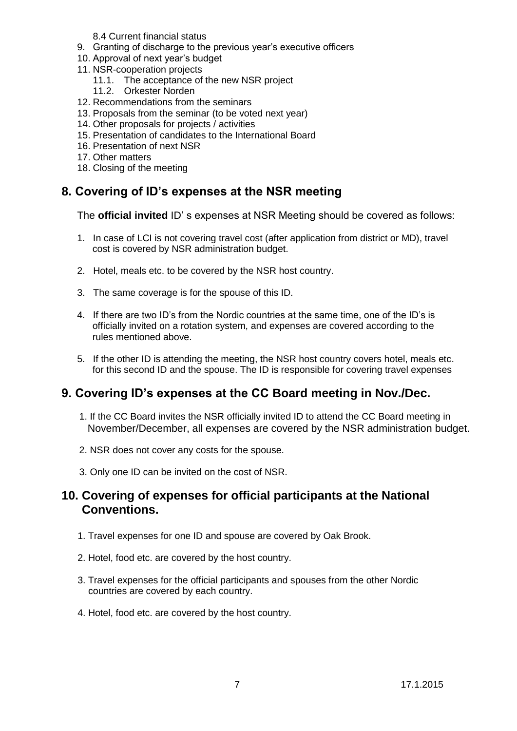8.4 Current financial status

9. Granting of discharge to the previous year's executive officers
10. Approval of next year's budget
11. NSR-cooperation projects
    11.1. The acceptance of the new NSR project
    11.2. Orkester Norden
12. Recommendations from the seminars
13. Proposals from the seminar (to be voted next year)
14. Other proposals for projects / activities
15. Presentation of candidates to the International Board
16. Presentation of next NSR
17. Other matters
18. Closing of the meeting

## 8. Covering of ID's expenses at the NSR meeting

The **official invited** ID' s expenses at NSR Meeting should be covered as follows:

1. In case of LCI is not covering travel cost (after application from district or MD), travel cost is covered by NSR administration budget.

2. Hotel, meals etc. to be covered by the NSR host country.

3. The same coverage is for the spouse of this ID.

4. If there are two ID's from the Nordic countries at the same time, one of the ID's is officially invited on a rotation system, and expenses are covered according to the rules mentioned above.

5. If the other ID is attending the meeting, the NSR host country covers hotel, meals etc. for this second ID and the spouse. The ID is responsible for covering travel expenses

## 9. Covering ID's expenses at the CC Board meeting in Nov./Dec.

1. If the CC Board invites the NSR officially invited ID to attend the CC Board meeting in November/December, all expenses are covered by the NSR administration budget.

2. NSR does not cover any costs for the spouse.

3. Only one ID can be invited on the cost of NSR.

## 10. Covering of expenses for official participants at the National Conventions.

1. Travel expenses for one ID and spouse are covered by Oak Brook.

2. Hotel, food etc. are covered by the host country.

3. Travel expenses for the official participants and spouses from the other Nordic countries are covered by each country.

4. Hotel, food etc. are covered by the host country.

17.1.2015